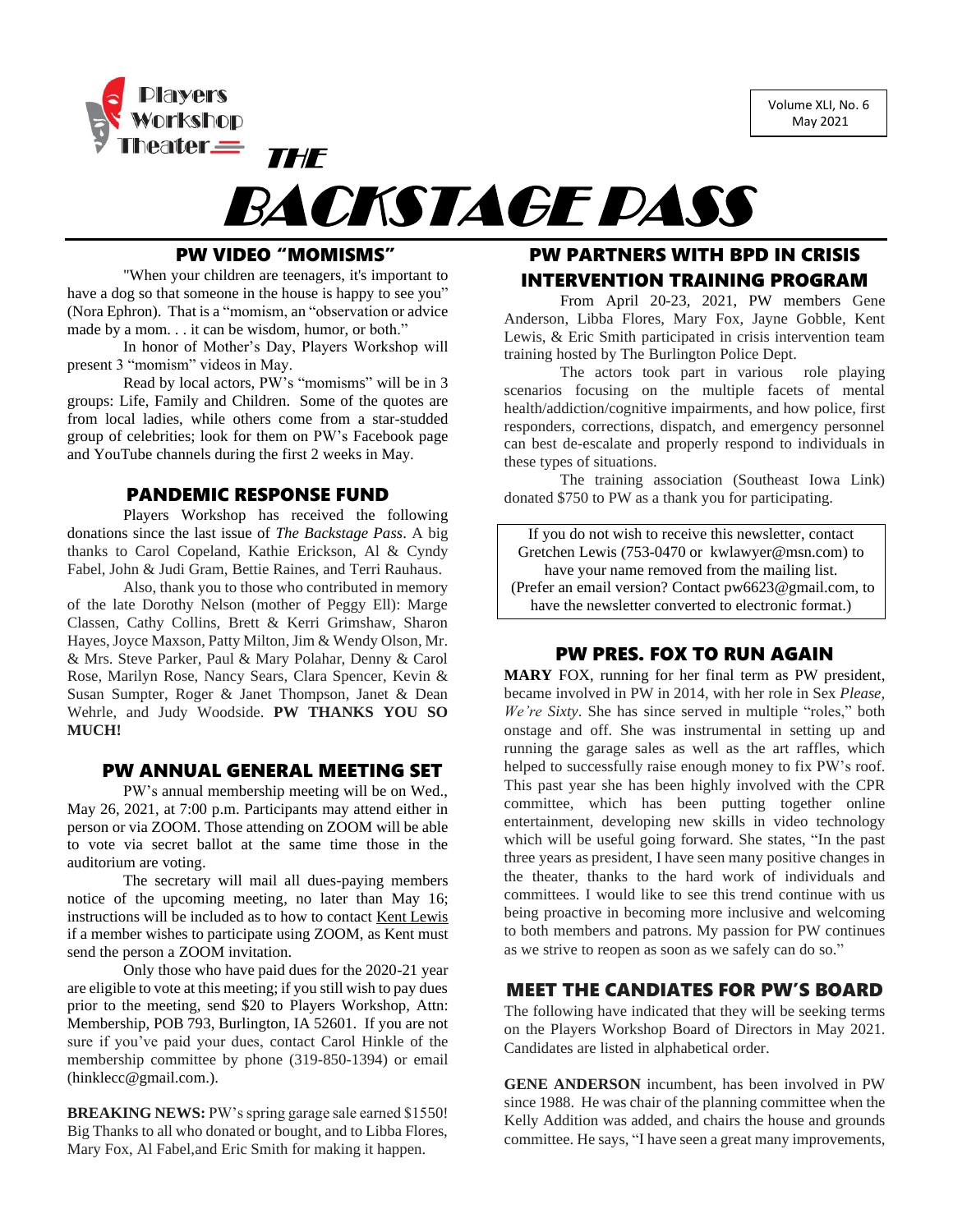Players Workshop Theater

Volume XLI, No. 6
May 2021

# THE BACKSTAGE PASS

## PW VIDEO "MOMISMS"

"When your children are teenagers, it's important to have a dog so that someone in the house is happy to see you" (Nora Ephron). That is a "momism, an "observation or advice made by a mom. . . it can be wisdom, humor, or both."

In honor of Mother's Day, Players Workshop will present 3 "momism" videos in May.

Read by local actors, PW's "momisms" will be in 3 groups: Life, Family and Children. Some of the quotes are from local ladies, while others come from a star-studded group of celebrities; look for them on PW's Facebook page and YouTube channels during the first 2 weeks in May.

## PANDEMIC RESPONSE FUND

Players Workshop has received the following donations since the last issue of *The Backstage Pass*. A big thanks to Carol Copeland, Kathie Erickson, Al & Cyndy Fabel, John & Judi Gram, Bettie Raines, and Terri Rauhaus.

Also, thank you to those who contributed in memory of the late Dorothy Nelson (mother of Peggy Ell): Marge Classen, Cathy Collins, Brett & Kerri Grimshaw, Sharon Hayes, Joyce Maxson, Patty Milton, Jim & Wendy Olson, Mr. & Mrs. Steve Parker, Paul & Mary Polahar, Denny & Carol Rose, Marilyn Rose, Nancy Sears, Clara Spencer, Kevin & Susan Sumpter, Roger & Janet Thompson, Janet & Dean Wehrle, and Judy Woodside. **PW THANKS YOU SO MUCH!**

## PW ANNUAL GENERAL MEETING SET

PW's annual membership meeting will be on Wed., May 26, 2021, at 7:00 p.m. Participants may attend either in person or via ZOOM. Those attending on ZOOM will be able to vote via secret ballot at the same time those in the auditorium are voting.

The secretary will mail all dues-paying members notice of the upcoming meeting, no later than May 16; instructions will be included as to how to contact Kent Lewis if a member wishes to participate using ZOOM, as Kent must send the person a ZOOM invitation.

Only those who have paid dues for the 2020-21 year are eligible to vote at this meeting; if you still wish to pay dues prior to the meeting, send $20 to Players Workshop, Attn: Membership, POB 793, Burlington, IA 52601. If you are not sure if you've paid your dues, contact Carol Hinkle of the membership committee by phone (319-850-1394) or email (hinklecc@gmail.com.).

**BREAKING NEWS:** PW's spring garage sale earned $1550! Big Thanks to all who donated or bought, and to Libba Flores, Mary Fox, Al Fabel,and Eric Smith for making it happen.

## PW PARTNERS WITH BPD IN CRISIS INTERVENTION TRAINING PROGRAM

From April 20-23, 2021, PW members Gene Anderson, Libba Flores, Mary Fox, Jayne Gobble, Kent Lewis, & Eric Smith participated in crisis intervention team training hosted by The Burlington Police Dept.

The actors took part in various role playing scenarios focusing on the multiple facets of mental health/addiction/cognitive impairments, and how police, first responders, corrections, dispatch, and emergency personnel can best de-escalate and properly respond to individuals in these types of situations.

The training association (Southeast Iowa Link) donated $750 to PW as a thank you for participating.

If you do not wish to receive this newsletter, contact Gretchen Lewis (753-0470 or kwlawyer@msn.com) to have your name removed from the mailing list. (Prefer an email version? Contact pw6623@gmail.com, to have the newsletter converted to electronic format.)

## PW PRES. FOX TO RUN AGAIN

**MARY** FOX, running for her final term as PW president, became involved in PW in 2014, with her role in Sex *Please, We're Sixty*. She has since served in multiple "roles," both onstage and off. She was instrumental in setting up and running the garage sales as well as the art raffles, which helped to successfully raise enough money to fix PW's roof. This past year she has been highly involved with the CPR committee, which has been putting together online entertainment, developing new skills in video technology which will be useful going forward. She states, "In the past three years as president, I have seen many positive changes in the theater, thanks to the hard work of individuals and committees. I would like to see this trend continue with us being proactive in becoming more inclusive and welcoming to both members and patrons. My passion for PW continues as we strive to reopen as soon as we safely can do so."

## MEET THE CANDIATES FOR PW'S BOARD

The following have indicated that they will be seeking terms on the Players Workshop Board of Directors in May 2021. Candidates are listed in alphabetical order.

**GENE ANDERSON** incumbent, has been involved in PW since 1988. He was chair of the planning committee when the Kelly Addition was added, and chairs the house and grounds committee. He says, "I have seen a great many improvements,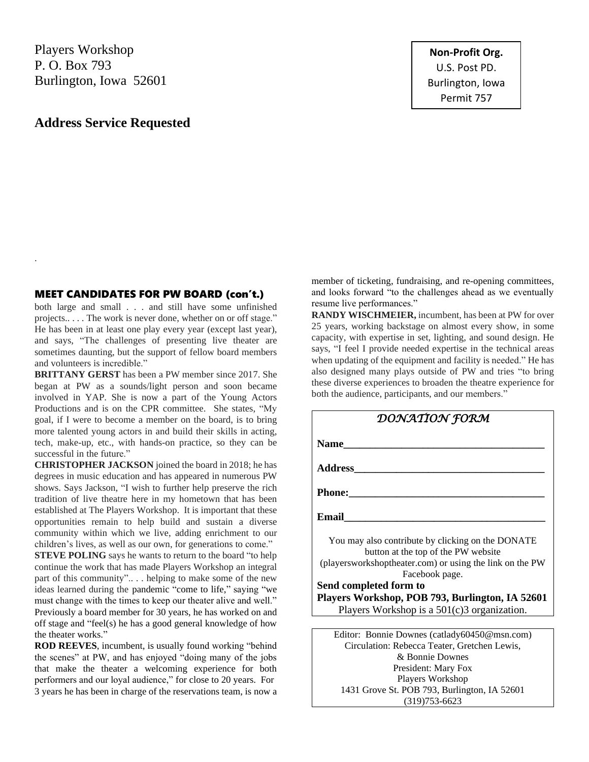Players Workshop
P. O. Box 793
Burlington, Iowa 52601

**Address Service Requested**

**Non-Profit Org.**
U.S. Post PD.
Burlington, Iowa
Permit 757

## MEET CANDIDATES FOR PW BOARD (con't.)

both large and small . . . and still have some unfinished projects.. . . . The work is never done, whether on or off stage." He has been in at least one play every year (except last year), and says, "The challenges of presenting live theater are sometimes daunting, but the support of fellow board members and volunteers is incredible."

**BRITTANY GERST** has been a PW member since 2017. She began at PW as a sounds/light person and soon became involved in YAP. She is now a part of the Young Actors Productions and is on the CPR committee. She states, "My goal, if I were to become a member on the board, is to bring more talented young actors in and build their skills in acting, tech, make-up, etc., with hands-on practice, so they can be successful in the future."

**CHRISTOPHER JACKSON** joined the board in 2018; he has degrees in music education and has appeared in numerous PW shows. Says Jackson, "I wish to further help preserve the rich tradition of live theatre here in my hometown that has been established at The Players Workshop. It is important that these opportunities remain to help build and sustain a diverse community within which we live, adding enrichment to our children's lives, as well as our own, for generations to come."

**STEVE POLING** says he wants to return to the board "to help continue the work that has made Players Workshop an integral part of this community".. . . helping to make some of the new ideas learned during the pandemic "come to life," saying "we must change with the times to keep our theater alive and well." Previously a board member for 30 years, he has worked on and off stage and "feel(s) he has a good general knowledge of how the theater works."

**ROD REEVES**, incumbent, is usually found working "behind the scenes" at PW, and has enjoyed "doing many of the jobs that make the theater a welcoming experience for both performers and our loyal audience," for close to 20 years. For 3 years he has been in charge of the reservations team, is now a member of ticketing, fundraising, and re-opening committees, and looks forward "to the challenges ahead as we eventually resume live performances."

**RANDY WISCHMEIER,** incumbent, has been at PW for over 25 years, working backstage on almost every show, in some capacity, with expertise in set, lighting, and sound design. He says, "I feel I provide needed expertise in the technical areas when updating of the equipment and facility is needed." He has also designed many plays outside of PW and tries "to bring these diverse experiences to broaden the theatre experience for both the audience, participants, and our members."

### *DONATION FORM*

**Name**\_\_\_\_\_\_\_\_\_\_\_\_\_\_\_\_\_\_\_\_\_\_\_\_\_\_\_\_\_\_\_\_\_\_\_\_\_\_\_

**Address**\_\_\_\_\_\_\_\_\_\_\_\_\_\_\_\_\_\_\_\_\_\_\_\_\_\_\_\_\_\_\_\_\_\_\_\_\_

**Phone:**\_\_\_\_\_\_\_\_\_\_\_\_\_\_\_\_\_\_\_\_\_\_\_\_\_\_\_\_\_\_\_\_\_\_\_\_\_\_

**Email**\_\_\_\_\_\_\_\_\_\_\_\_\_\_\_\_\_\_\_\_\_\_\_\_\_\_\_\_\_\_\_\_\_\_\_\_\_\_\_

You may also contribute by clicking on the DONATE button at the top of the PW website (playersworkshoptheater.com) or using the link on the PW Facebook page.

**Send completed form to**
**Players Workshop, POB 793, Burlington, IA 52601**
Players Workshop is a 501(c)3 organization.

Editor: Bonnie Downes (catlady60450@msn.com)
Circulation: Rebecca Teater, Gretchen Lewis, & Bonnie Downes
President: Mary Fox
Players Workshop
1431 Grove St. POB 793, Burlington, IA 52601
(319)753-6623